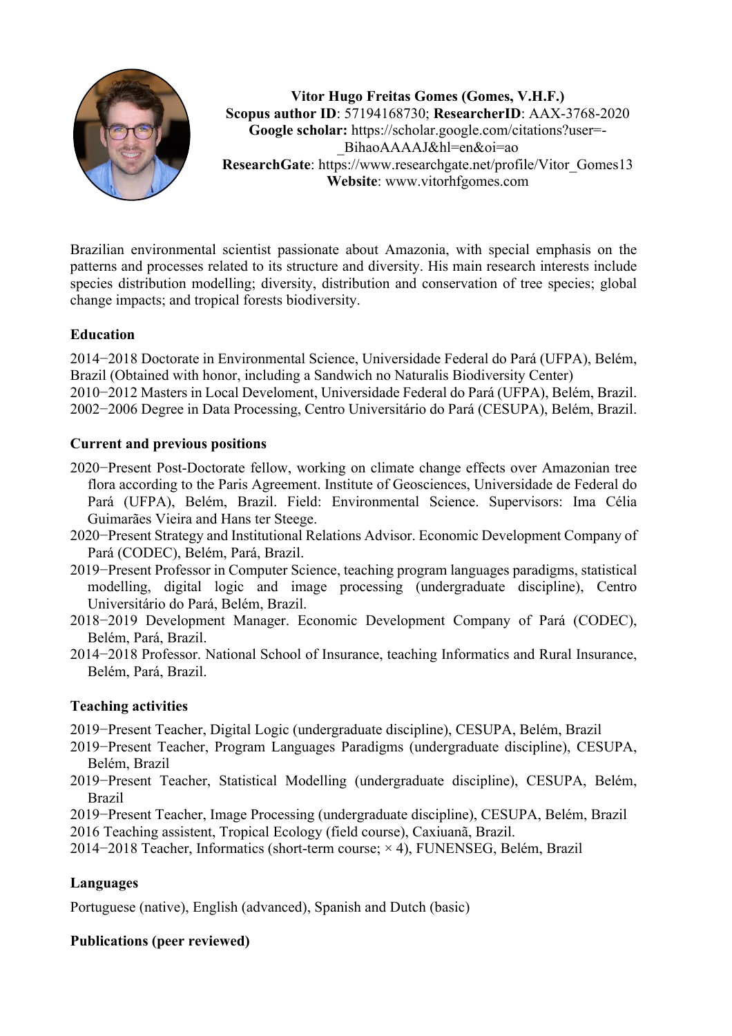**Vitor Hugo Freitas Gomes (Gomes, V.H.F.)**
**Scopus author ID**: 57194168730; **ResearcherID**: AAX-3768-2020
**Google scholar:** https://scholar.google.com/citations?user=-_BihaoAAAAJ&hl=en&oi=ao
**ResearchGate**: https://www.researchgate.net/profile/Vitor_Gomes13
**Website**: www.vitorhfgomes.com

Brazilian environmental scientist passionate about Amazonia, with special emphasis on the patterns and processes related to its structure and diversity. His main research interests include species distribution modelling; diversity, distribution and conservation of tree species; global change impacts; and tropical forests biodiversity.

## Education

2014−2018 Doctorate in Environmental Science, Universidade Federal do Pará (UFPA), Belém, Brazil (Obtained with honor, including a Sandwich no Naturalis Biodiversity Center)
2010−2012 Masters in Local Develoment, Universidade Federal do Pará (UFPA), Belém, Brazil.
2002−2006 Degree in Data Processing, Centro Universitário do Pará (CESUPA), Belém, Brazil.

## Current and previous positions

2020−Present Post-Doctorate fellow, working on climate change effects over Amazonian tree flora according to the Paris Agreement. Institute of Geosciences, Universidade de Federal do Pará (UFPA), Belém, Brazil. Field: Environmental Science. Supervisors: Ima Célia Guimarães Vieira and Hans ter Steege.
2020−Present Strategy and Institutional Relations Advisor. Economic Development Company of Pará (CODEC), Belém, Pará, Brazil.
2019−Present Professor in Computer Science, teaching program languages paradigms, statistical modelling, digital logic and image processing (undergraduate discipline), Centro Universitário do Pará, Belém, Brazil.
2018−2019 Development Manager. Economic Development Company of Pará (CODEC), Belém, Pará, Brazil.
2014−2018 Professor. National School of Insurance, teaching Informatics and Rural Insurance, Belém, Pará, Brazil.

## Teaching activities

2019−Present Teacher, Digital Logic (undergraduate discipline), CESUPA, Belém, Brazil
2019−Present Teacher, Program Languages Paradigms (undergraduate discipline), CESUPA, Belém, Brazil
2019−Present Teacher, Statistical Modelling (undergraduate discipline), CESUPA, Belém, Brazil
2019−Present Teacher, Image Processing (undergraduate discipline), CESUPA, Belém, Brazil
2016 Teaching assistent, Tropical Ecology (field course), Caxiuanã, Brazil.
2014−2018 Teacher, Informatics (short-term course; × 4), FUNENSEG, Belém, Brazil

## Languages

Portuguese (native), English (advanced), Spanish and Dutch (basic)

## Publications (peer reviewed)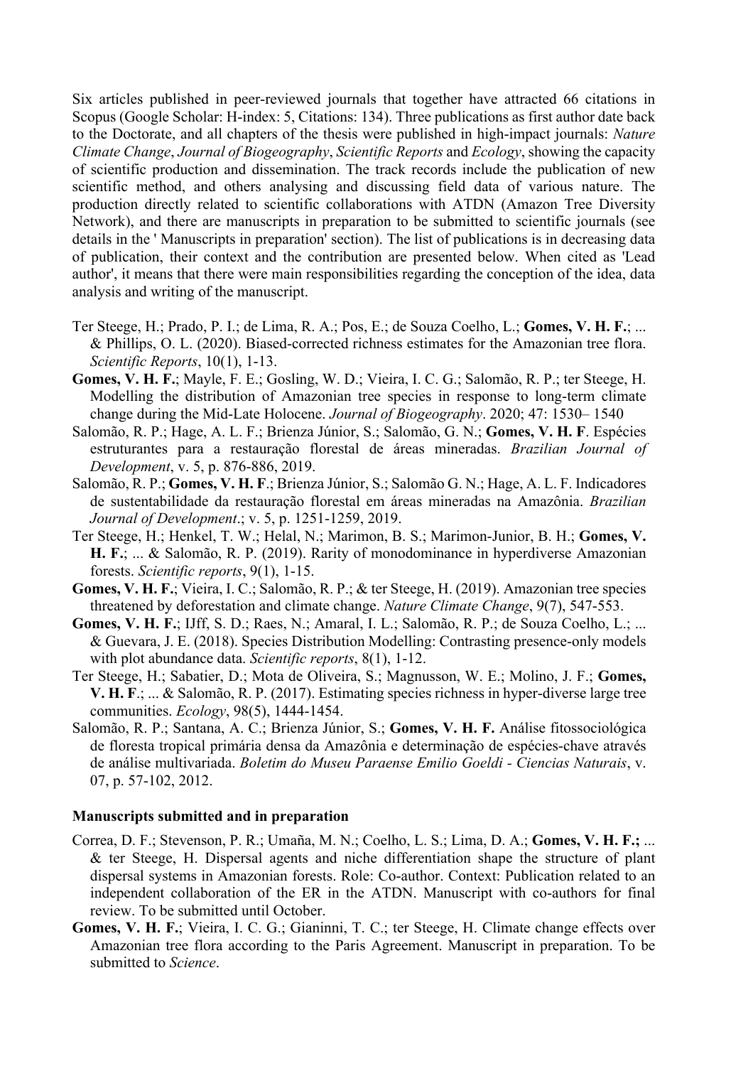Six articles published in peer-reviewed journals that together have attracted 66 citations in Scopus (Google Scholar: H-index: 5, Citations: 134). Three publications as first author date back to the Doctorate, and all chapters of the thesis were published in high-impact journals: *Nature Climate Change*, *Journal of Biogeography*, *Scientific Reports* and *Ecology*, showing the capacity of scientific production and dissemination. The track records include the publication of new scientific method, and others analysing and discussing field data of various nature. The production directly related to scientific collaborations with ATDN (Amazon Tree Diversity Network), and there are manuscripts in preparation to be submitted to scientific journals (see details in the ' Manuscripts in preparation' section). The list of publications is in decreasing data of publication, their context and the contribution are presented below. When cited as 'Lead author', it means that there were main responsibilities regarding the conception of the idea, data analysis and writing of the manuscript.

- Ter Steege, H.; Prado, P. I.; de Lima, R. A.; Pos, E.; de Souza Coelho, L.; **Gomes, V. H. F.**; ... & Phillips, O. L. (2020). Biased-corrected richness estimates for the Amazonian tree flora. *Scientific Reports*, 10(1), 1-13.
- **Gomes, V. H. F.**; Mayle, F. E.; Gosling, W. D.; Vieira, I. C. G.; Salomão, R. P.; ter Steege, H. Modelling the distribution of Amazonian tree species in response to long-term climate change during the Mid-Late Holocene. *Journal of Biogeography*. 2020; 47: 1530– 1540
- Salomão, R. P.; Hage, A. L. F.; Brienza Júnior, S.; Salomão, G. N.; **Gomes, V. H. F**. Espécies estruturantes para a restauração florestal de áreas mineradas. *Brazilian Journal of Development*, v. 5, p. 876-886, 2019.
- Salomão, R. P.; **Gomes, V. H. F**.; Brienza Júnior, S.; Salomão G. N.; Hage, A. L. F. Indicadores de sustentabilidade da restauração florestal em áreas mineradas na Amazônia. *Brazilian Journal of Development*.; v. 5, p. 1251-1259, 2019.
- Ter Steege, H.; Henkel, T. W.; Helal, N.; Marimon, B. S.; Marimon-Junior, B. H.; **Gomes, V. H. F.**; ... & Salomão, R. P. (2019). Rarity of monodominance in hyperdiverse Amazonian forests. *Scientific reports*, 9(1), 1-15.
- **Gomes, V. H. F.**; Vieira, I. C.; Salomão, R. P.; & ter Steege, H. (2019). Amazonian tree species threatened by deforestation and climate change. *Nature Climate Change*, 9(7), 547-553.
- **Gomes, V. H. F.**; IJff, S. D.; Raes, N.; Amaral, I. L.; Salomão, R. P.; de Souza Coelho, L.; ... & Guevara, J. E. (2018). Species Distribution Modelling: Contrasting presence-only models with plot abundance data. *Scientific reports*, 8(1), 1-12.
- Ter Steege, H.; Sabatier, D.; Mota de Oliveira, S.; Magnusson, W. E.; Molino, J. F.; **Gomes, V. H. F**.; ... & Salomão, R. P. (2017). Estimating species richness in hyper-diverse large tree communities. *Ecology*, 98(5), 1444-1454.
- Salomão, R. P.; Santana, A. C.; Brienza Júnior, S.; **Gomes, V. H. F.** Análise fitossociológica de floresta tropical primária densa da Amazônia e determinação de espécies-chave através de análise multivariada. *Boletim do Museu Paraense Emilio Goeldi - Ciencias Naturais*, v. 07, p. 57-102, 2012.

**Manuscripts submitted and in preparation**

- Correa, D. F.; Stevenson, P. R.; Umaña, M. N.; Coelho, L. S.; Lima, D. A.; **Gomes, V. H. F.;** ... & ter Steege, H. Dispersal agents and niche differentiation shape the structure of plant dispersal systems in Amazonian forests. Role: Co-author. Context: Publication related to an independent collaboration of the ER in the ATDN. Manuscript with co-authors for final review. To be submitted until October.
- **Gomes, V. H. F.**; Vieira, I. C. G.; Gianinni, T. C.; ter Steege, H. Climate change effects over Amazonian tree flora according to the Paris Agreement. Manuscript in preparation. To be submitted to *Science*.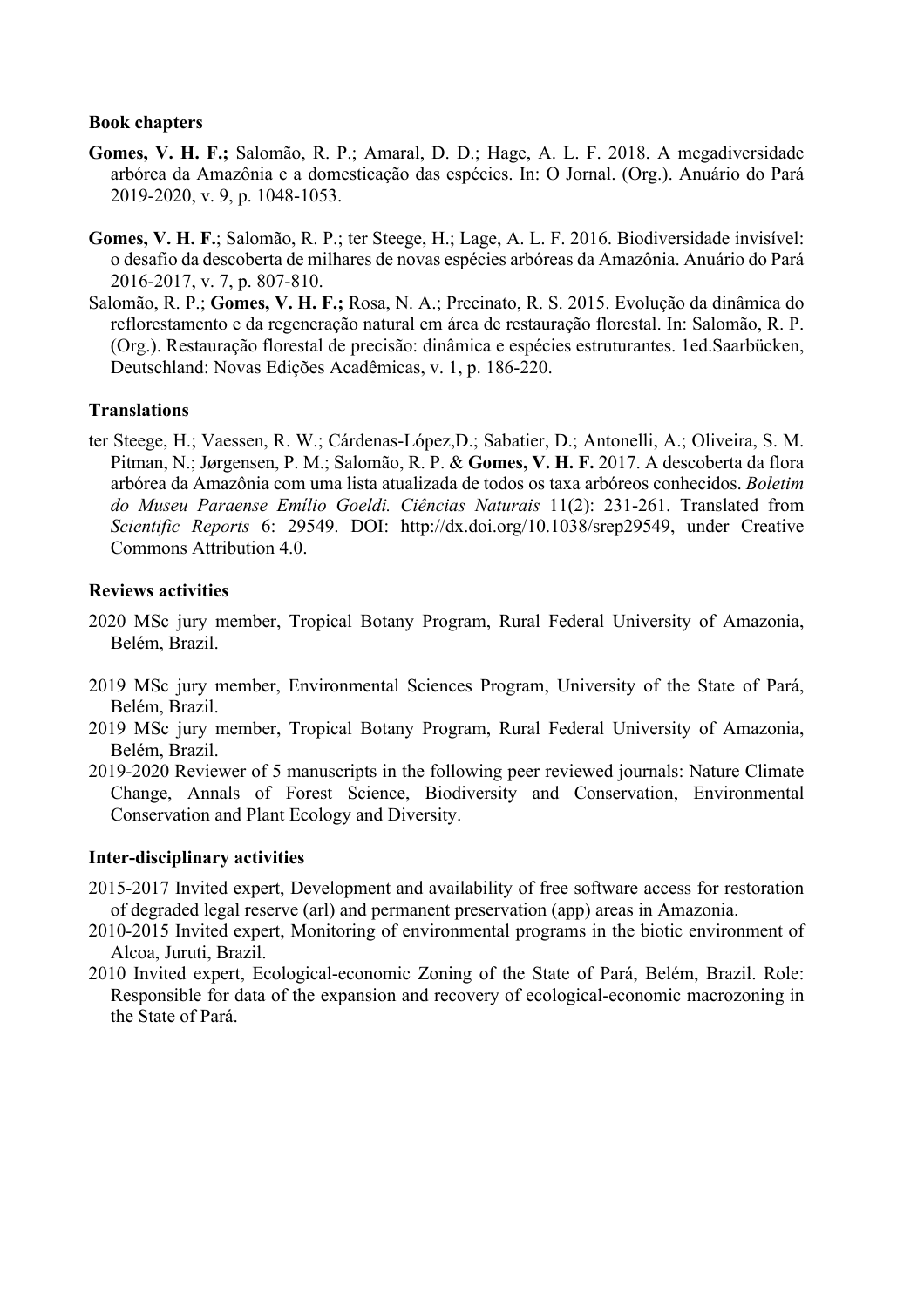### Book chapters

**Gomes, V. H. F.;** Salomão, R. P.; Amaral, D. D.; Hage, A. L. F. 2018. A megadiversidade arbórea da Amazônia e a domesticação das espécies. In: O Jornal. (Org.). Anuário do Pará 2019-2020, v. 9, p. 1048-1053.

**Gomes, V. H. F.**; Salomão, R. P.; ter Steege, H.; Lage, A. L. F. 2016. Biodiversidade invisível: o desafio da descoberta de milhares de novas espécies arbóreas da Amazônia. Anuário do Pará 2016-2017, v. 7, p. 807-810.

Salomão, R. P.; **Gomes, V. H. F.;** Rosa, N. A.; Precinato, R. S. 2015. Evolução da dinâmica do reflorestamento e da regeneração natural em área de restauração florestal. In: Salomão, R. P. (Org.). Restauração florestal de precisão: dinâmica e espécies estruturantes. 1ed.Saarbücken, Deutschland: Novas Edições Acadêmicas, v. 1, p. 186-220.

### Translations

ter Steege, H.; Vaessen, R. W.; Cárdenas-López,D.; Sabatier, D.; Antonelli, A.; Oliveira, S. M. Pitman, N.; Jørgensen, P. M.; Salomão, R. P. & **Gomes, V. H. F.** 2017. A descoberta da flora arbórea da Amazônia com uma lista atualizada de todos os taxa arbóreos conhecidos. *Boletim do Museu Paraense Emílio Goeldi. Ciências Naturais* 11(2): 231-261. Translated from *Scientific Reports* 6: 29549. DOI: http://dx.doi.org/10.1038/srep29549, under Creative Commons Attribution 4.0.

### Reviews activities

2020 MSc jury member, Tropical Botany Program, Rural Federal University of Amazonia, Belém, Brazil.

2019 MSc jury member, Environmental Sciences Program, University of the State of Pará, Belém, Brazil.

2019 MSc jury member, Tropical Botany Program, Rural Federal University of Amazonia, Belém, Brazil.

2019-2020 Reviewer of 5 manuscripts in the following peer reviewed journals: Nature Climate Change, Annals of Forest Science, Biodiversity and Conservation, Environmental Conservation and Plant Ecology and Diversity.

### Inter-disciplinary activities

2015-2017 Invited expert, Development and availability of free software access for restoration of degraded legal reserve (arl) and permanent preservation (app) areas in Amazonia.

2010-2015 Invited expert, Monitoring of environmental programs in the biotic environment of Alcoa, Juruti, Brazil.

2010 Invited expert, Ecological-economic Zoning of the State of Pará, Belém, Brazil. Role: Responsible for data of the expansion and recovery of ecological-economic macrozoning in the State of Pará.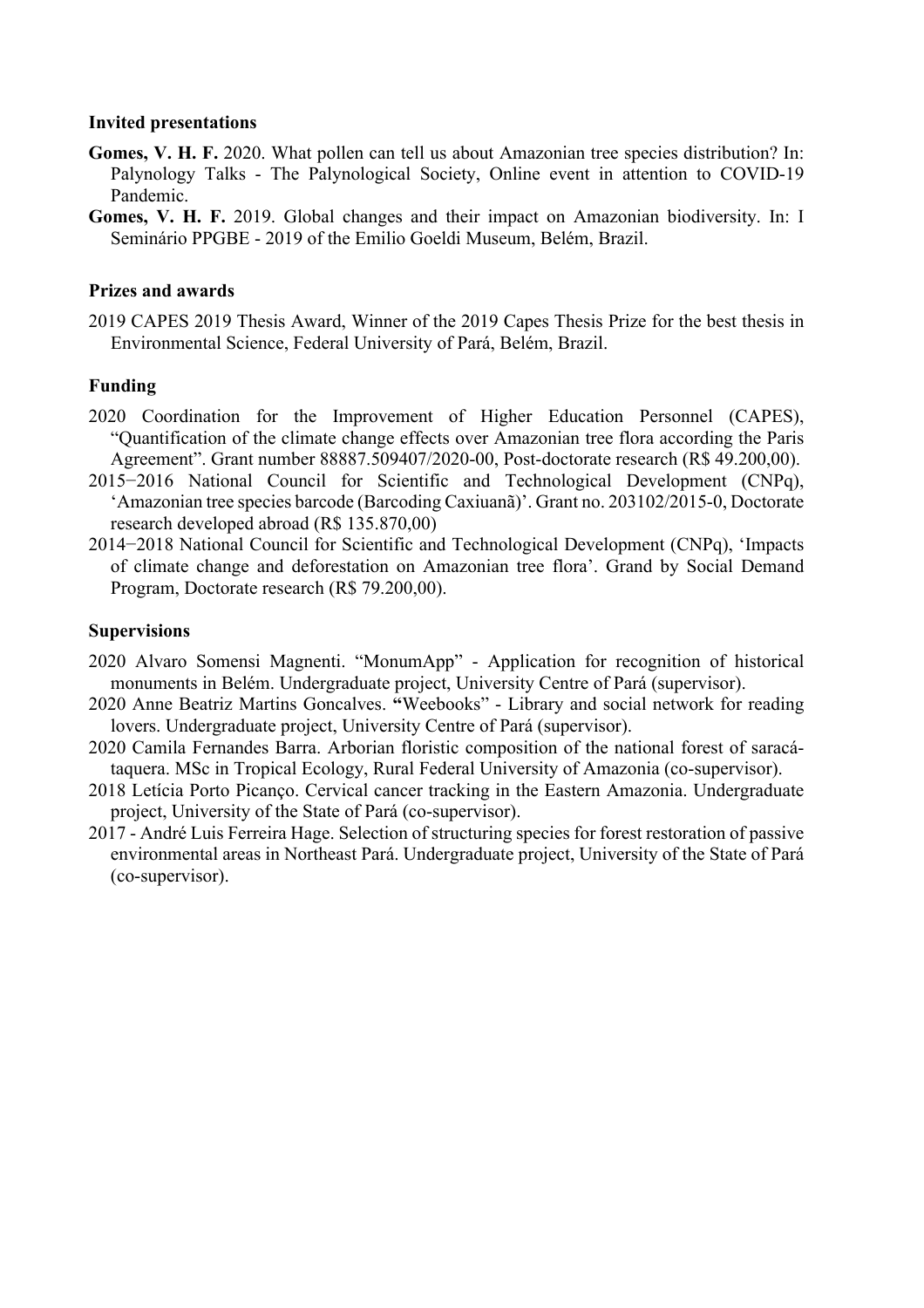### Invited presentations

**Gomes, V. H. F.** 2020. What pollen can tell us about Amazonian tree species distribution? In: Palynology Talks - The Palynological Society, Online event in attention to COVID-19 Pandemic.

**Gomes, V. H. F.** 2019. Global changes and their impact on Amazonian biodiversity. In: I Seminário PPGBE - 2019 of the Emilio Goeldi Museum, Belém, Brazil.

### Prizes and awards

2019 CAPES 2019 Thesis Award, Winner of the 2019 Capes Thesis Prize for the best thesis in Environmental Science, Federal University of Pará, Belém, Brazil.

### Funding

2020 Coordination for the Improvement of Higher Education Personnel (CAPES), "Quantification of the climate change effects over Amazonian tree flora according the Paris Agreement". Grant number 88887.509407/2020-00, Post-doctorate research (R$ 49.200,00).

2015−2016 National Council for Scientific and Technological Development (CNPq), 'Amazonian tree species barcode (Barcoding Caxiuanã)'. Grant no. 203102/2015-0, Doctorate research developed abroad (R$ 135.870,00)

2014−2018 National Council for Scientific and Technological Development (CNPq), 'Impacts of climate change and deforestation on Amazonian tree flora'. Grand by Social Demand Program, Doctorate research (R$ 79.200,00).

### Supervisions

2020 Alvaro Somensi Magnenti. "MonumApp" - Application for recognition of historical monuments in Belém. Undergraduate project, University Centre of Pará (supervisor).

2020 Anne Beatriz Martins Goncalves. **"**Weebooks" - Library and social network for reading lovers. Undergraduate project, University Centre of Pará (supervisor).

2020 Camila Fernandes Barra. Arborian floristic composition of the national forest of saracá-taquera. MSc in Tropical Ecology, Rural Federal University of Amazonia (co-supervisor).

2018 Letícia Porto Picanço. Cervical cancer tracking in the Eastern Amazonia. Undergraduate project, University of the State of Pará (co-supervisor).

2017 - André Luis Ferreira Hage. Selection of structuring species for forest restoration of passive environmental areas in Northeast Pará. Undergraduate project, University of the State of Pará (co-supervisor).